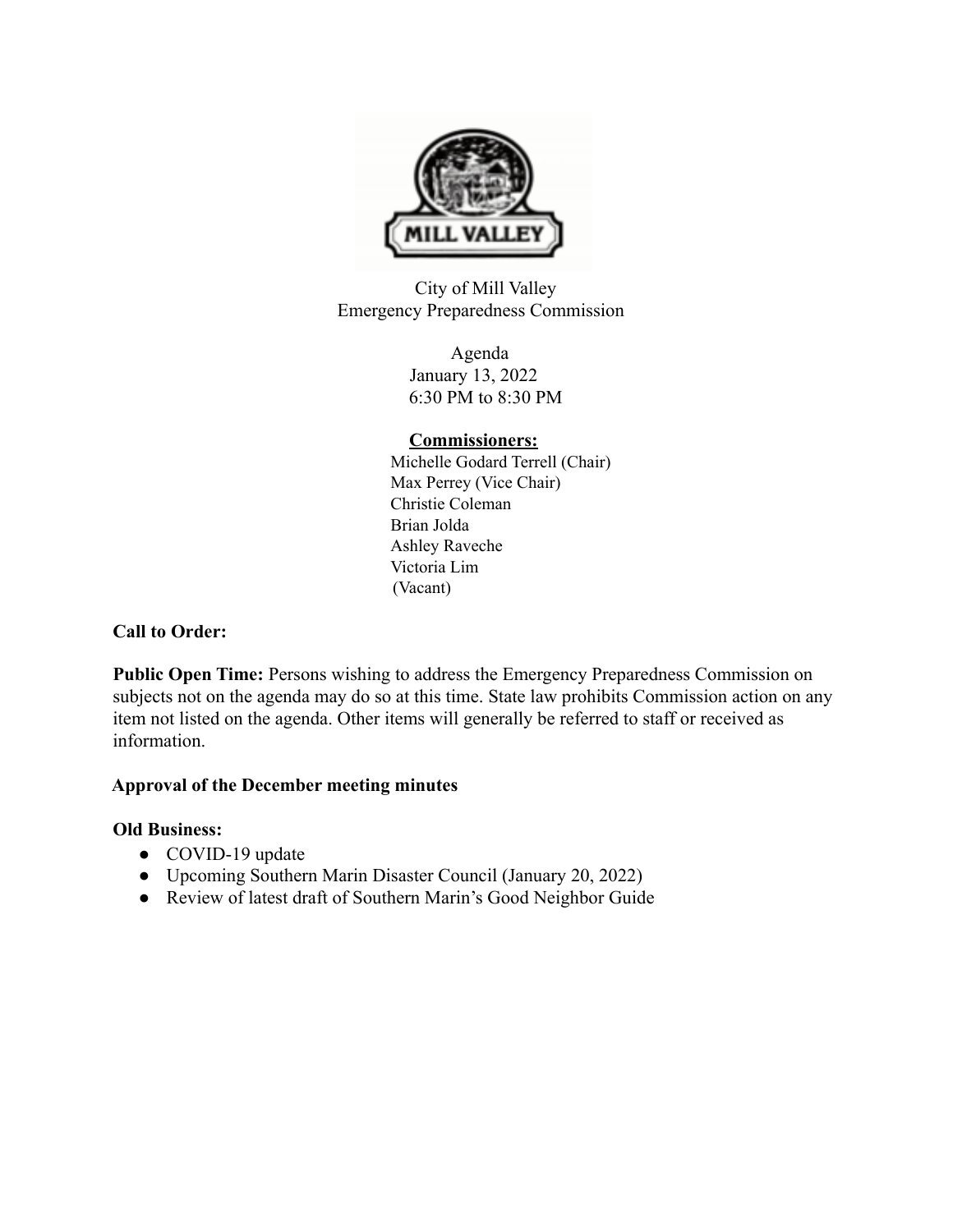City of Mill Valley
Emergency Preparedness Commission

Agenda
January 13, 2022
6:30 PM to 8:30 PM

**Commissioners:**

Michelle Godard Terrell (Chair)
Max Perrey (Vice Chair)
Christie Coleman
Brian Jolda
Ashley Raveche
Victoria Lim
(Vacant)

**Call to Order:**

**Public Open Time:** Persons wishing to address the Emergency Preparedness Commission on subjects not on the agenda may do so at this time. State law prohibits Commission action on any item not listed on the agenda. Other items will generally be referred to staff or received as information.

**Approval of the December meeting minutes**

**Old Business:**

- COVID-19 update
- Upcoming Southern Marin Disaster Council (January 20, 2022)
- Review of latest draft of Southern Marin's Good Neighbor Guide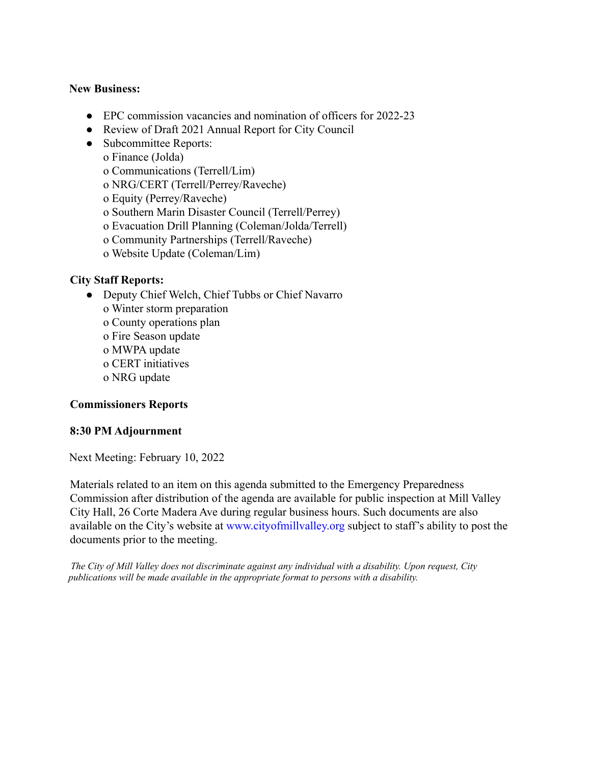**New Business:**

- EPC commission vacancies and nomination of officers for 2022-23
- Review of Draft 2021 Annual Report for City Council
- Subcommittee Reports:
  - o Finance (Jolda)
  - o Communications (Terrell/Lim)
  - o NRG/CERT (Terrell/Perrey/Raveche)
  - o Equity (Perrey/Raveche)
  - o Southern Marin Disaster Council (Terrell/Perrey)
  - o Evacuation Drill Planning (Coleman/Jolda/Terrell)
  - o Community Partnerships (Terrell/Raveche)
  - o Website Update (Coleman/Lim)

**City Staff Reports:**

- Deputy Chief Welch, Chief Tubbs or Chief Navarro
  - o Winter storm preparation
  - o County operations plan
  - o Fire Season update
  - o MWPA update
  - o CERT initiatives
  - o NRG update

**Commissioners Reports**

**8:30 PM Adjournment**

Next Meeting: February 10, 2022

Materials related to an item on this agenda submitted to the Emergency Preparedness Commission after distribution of the agenda are available for public inspection at Mill Valley City Hall, 26 Corte Madera Ave during regular business hours. Such documents are also available on the City's website at www.cityofmillvalley.org subject to staff's ability to post the documents prior to the meeting.

*The City of Mill Valley does not discriminate against any individual with a disability. Upon request, City publications will be made available in the appropriate format to persons with a disability.*